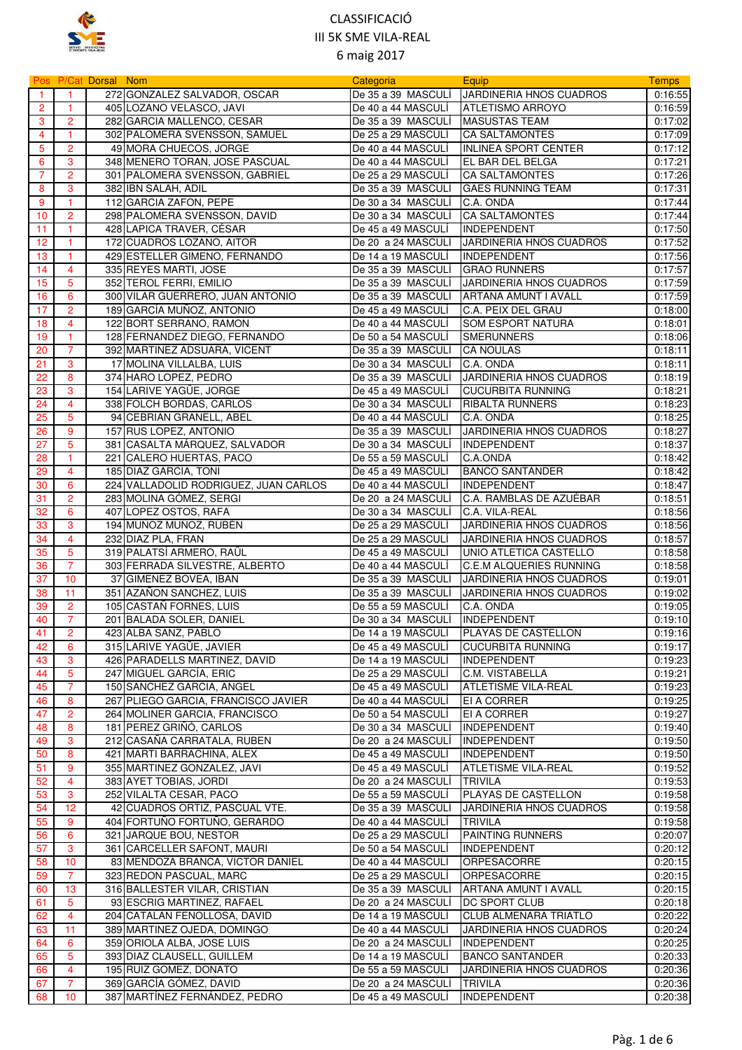# CLASSIFICACIÓ
## III 5K SME VILA-REAL
### 6 maig 2017

| Pos | P/Cat | Dorsal | Nom | Categoria | Equip | Temps |
|---|---|---|---|---|---|---|
| 1 | 1 | 272 | GONZALEZ SALVADOR, OSCAR | De 35 a 39 MASCULÍ | JARDINERIA HNOS CUADROS | 0:16:55 |
| 2 | 1 | 405 | LOZANO VELASCO, JAVI | De 40 a 44 MASCULÍ | ATLETISMO ARROYO | 0:16:59 |
| 3 | 2 | 282 | GARCIA MALLENCO, CESAR | De 35 a 39 MASCULÍ | MASUSTAS TEAM | 0:17:02 |
| 4 | 1 | 302 | PALOMERA SVENSSON, SAMUEL | De 25 a 29 MASCULÍ | CA SALTAMONTES | 0:17:09 |
| 5 | 2 | 49 | MORA CHUECOS, JORGE | De 40 a 44 MASCULÍ | INLINEA SPORT CENTER | 0:17:12 |
| 6 | 3 | 348 | MENERO TORAN, JOSE PASCUAL | De 40 a 44 MASCULÍ | EL BAR DEL BELGA | 0:17:21 |
| 7 | 2 | 301 | PALOMERA SVENSSON, GABRIEL | De 25 a 29 MASCULÍ | CA SALTAMONTES | 0:17:26 |
| 8 | 3 | 382 | IBN SALAH, ADIL | De 35 a 39 MASCULÍ | GAES RUNNING TEAM | 0:17:31 |
| 9 | 1 | 112 | GARCIA ZAFON, PEPE | De 30 a 34 MASCULÍ | C.A. ONDA | 0:17:44 |
| 10 | 2 | 298 | PALOMERA SVENSSON, DAVID | De 30 a 34 MASCULÍ | CA SALTAMONTES | 0:17:44 |
| 11 | 1 | 428 | LAPICA TRAVER, CÉSAR | De 45 a 49 MASCULÍ | INDEPENDENT | 0:17:50 |
| 12 | 1 | 172 | CUADROS LOZANO, AITOR | De 20 a 24 MASCULÍ | JARDINERIA HNOS CUADROS | 0:17:52 |
| 13 | 1 | 429 | ESTELLER GIMENO, FERNANDO | De 14 a 19 MASCULÍ | INDEPENDENT | 0:17:56 |
| 14 | 4 | 335 | REYES MARTI, JOSE | De 35 a 39 MASCULÍ | GRAO RUNNERS | 0:17:57 |
| 15 | 5 | 352 | TEROL FERRI, EMILIO | De 35 a 39 MASCULÍ | JARDINERIA HNOS CUADROS | 0:17:59 |
| 16 | 6 | 300 | VILAR GUERRERO, JUAN ANTONIO | De 35 a 39 MASCULÍ | ARTANA AMUNT I AVALL | 0:17:59 |
| 17 | 2 | 189 | GARCÍA MUÑOZ, ANTONIO | De 45 a 49 MASCULÍ | C.A. PEIX DEL GRAU | 0:18:00 |
| 18 | 4 | 122 | BORT SERRANO, RAMON | De 40 a 44 MASCULÍ | SOM ESPORT NATURA | 0:18:01 |
| 19 | 1 | 128 | FERNANDEZ DIEGO, FERNANDO | De 50 a 54 MASCULÍ | SMERUNNERS | 0:18:06 |
| 20 | 7 | 392 | MARTINEZ ADSUARA, VICENT | De 35 a 39 MASCULÍ | CA NOULAS | 0:18:11 |
| 21 | 3 | 17 | MOLINA VILLALBA, LUIS | De 30 a 34 MASCULÍ | C.A. ONDA | 0:18:11 |
| 22 | 8 | 374 | HARO LOPEZ, PEDRO | De 35 a 39 MASCULÍ | JARDINERIA HNOS CUADROS | 0:18:19 |
| 23 | 3 | 154 | LARIVE YAGÜE, JORGE | De 45 a 49 MASCULÍ | CUCURBITA RUNNING | 0:18:21 |
| 24 | 4 | 338 | FOLCH BORDAS, CARLOS | De 30 a 34 MASCULÍ | RIBALTA RUNNERS | 0:18:23 |
| 25 | 5 | 94 | CEBRIAN GRANELL, ABEL | De 40 a 44 MASCULÍ | C.A. ONDA | 0:18:25 |
| 26 | 9 | 157 | RUS LOPEZ, ANTONIO | De 35 a 39 MASCULÍ | JARDINERIA HNOS CUADROS | 0:18:27 |
| 27 | 5 | 381 | CASALTA MÁRQUEZ, SALVADOR | De 30 a 34 MASCULÍ | INDEPENDENT | 0:18:37 |
| 28 | 1 | 221 | CALERO HUERTAS, PACO | De 55 a 59 MASCULÍ | C.A.ONDA | 0:18:42 |
| 29 | 4 | 185 | DIAZ GARCIA, TONI | De 45 a 49 MASCULÍ | BANCO SANTANDER | 0:18:42 |
| 30 | 6 | 224 | VALLADOLID RODRIGUEZ, JUAN CARLOS | De 40 a 44 MASCULÍ | INDEPENDENT | 0:18:47 |
| 31 | 2 | 283 | MOLINA GÓMEZ, SERGI | De 20 a 24 MASCULÍ | C.A. RAMBLAS DE AZUÉBAR | 0:18:51 |
| 32 | 6 | 407 | LOPEZ OSTOS, RAFA | De 30 a 34 MASCULÍ | C.A. VILA-REAL | 0:18:56 |
| 33 | 3 | 194 | MUÑOZ MUÑOZ, RUBÉN | De 25 a 29 MASCULÍ | JARDINERIA HNOS CUADROS | 0:18:56 |
| 34 | 4 | 232 | DIAZ PLA, FRAN | De 25 a 29 MASCULÍ | JARDINERIA HNOS CUADROS | 0:18:57 |
| 35 | 5 | 319 | PALATSÍ ARMERO, RAÜL | De 45 a 49 MASCULÍ | UNIO ATLETICA CASTELLO | 0:18:58 |
| 36 | 7 | 303 | FERRADA SILVESTRE, ALBERTO | De 40 a 44 MASCULÍ | C.E.M ALQUERIES RUNNING | 0:18:58 |
| 37 | 10 | 37 | GIMENEZ BOVEA, IBAN | De 35 a 39 MASCULÍ | JARDINERIA HNOS CUADROS | 0:19:01 |
| 38 | 11 | 351 | AZAÑON SANCHEZ, LUIS | De 35 a 39 MASCULÍ | JARDINERIA HNOS CUADROS | 0:19:02 |
| 39 | 2 | 105 | CASTAÑ FORNES, LUIS | De 55 a 59 MASCULÍ | C.A. ONDA | 0:19:05 |
| 40 | 7 | 201 | BALADA SOLER, DANIEL | De 30 a 34 MASCULÍ | INDEPENDENT | 0:19:10 |
| 41 | 2 | 423 | ALBA SANZ, PABLO | De 14 a 19 MASCULÍ | PLAYAS DE CASTELLON | 0:19:16 |
| 42 | 6 | 315 | LARIVE YAGÜE, JAVIER | De 45 a 49 MASCULÍ | CUCURBITA RUNNING | 0:19:17 |
| 43 | 3 | 426 | PARADELLS MARTINEZ, DAVID | De 14 a 19 MASCULÍ | INDEPENDENT | 0:19:23 |
| 44 | 5 | 247 | MIGUEL GARCÍA, ERIC | De 25 a 29 MASCULÍ | C.M. VISTABELLA | 0:19:21 |
| 45 | 7 | 150 | SANCHEZ GARCIA, ANGEL | De 45 a 49 MASCULÍ | ATLETISME VILA-REAL | 0:19:23 |
| 46 | 8 | 267 | PLIEGO GARCIA, FRANCISCO JAVIER | De 40 a 44 MASCULÍ | EI A CORRER | 0:19:25 |
| 47 | 2 | 264 | MOLINER GARCIA, FRANCISCO | De 50 a 54 MASCULÍ | EI A CORRER | 0:19:27 |
| 48 | 8 | 181 | PEREZ GRIÑÓ, CARLOS | De 30 a 34 MASCULÍ | INDEPENDENT | 0:19:40 |
| 49 | 3 | 212 | CASAÑA CARRATALA, RUBEN | De 20 a 24 MASCULÍ | INDEPENDENT | 0:19:50 |
| 50 | 8 | 421 | MARTI BARRACHINA, ALEX | De 45 a 49 MASCULÍ | INDEPENDENT | 0:19:50 |
| 51 | 9 | 355 | MARTINEZ GONZALEZ, JAVI | De 45 a 49 MASCULÍ | ATLETISME VILA-REAL | 0:19:52 |
| 52 | 4 | 383 | AYET TOBIAS, JORDI | De 20 a 24 MASCULÍ | TRIVILA | 0:19:53 |
| 53 | 3 | 252 | VILALTA CESAR, PACO | De 55 a 59 MASCULÍ | PLAYAS DE CASTELLON | 0:19:58 |
| 54 | 12 | 42 | CUADROS ORTIZ, PASCUAL VTE. | De 35 a 39 MASCULÍ | JARDINERIA HNOS CUADROS | 0:19:58 |
| 55 | 9 | 404 | FORTUÑO FORTUÑO, GERARDO | De 40 a 44 MASCULÍ | TRIVILA | 0:19:58 |
| 56 | 6 | 321 | JARQUE BOU, NESTOR | De 25 a 29 MASCULÍ | PAINTING RUNNERS | 0:20:07 |
| 57 | 3 | 361 | CARCELLER SAFONT, MAURI | De 50 a 54 MASCULÍ | INDEPENDENT | 0:20:12 |
| 58 | 10 | 83 | MENDOZA BRANCA, VICTOR DANIEL | De 40 a 44 MASCULÍ | ORPESACORRE | 0:20:15 |
| 59 | 7 | 323 | REDON PASCUAL, MARC | De 25 a 29 MASCULÍ | ORPESACORRE | 0:20:15 |
| 60 | 13 | 316 | BALLESTER VILAR, CRISTIAN | De 35 a 39 MASCULÍ | ARTANA AMUNT I AVALL | 0:20:15 |
| 61 | 5 | 93 | ESCRIG MARTINEZ, RAFAEL | De 20 a 24 MASCULÍ | DC SPORT CLUB | 0:20:18 |
| 62 | 4 | 204 | CATALAN FENOLLOSA, DAVID | De 14 a 19 MASCULÍ | CLUB ALMENARA TRIATLO | 0:20:22 |
| 63 | 11 | 389 | MARTINEZ OJEDA, DOMINGO | De 40 a 44 MASCULÍ | JARDINERIA HNOS CUADROS | 0:20:24 |
| 64 | 6 | 359 | ORIOLA ALBA, JOSE LUIS | De 20 a 24 MASCULÍ | INDEPENDENT | 0:20:25 |
| 65 | 5 | 393 | DIAZ CLAUSELL, GUILLEM | De 14 a 19 MASCULÍ | BANCO SANTANDER | 0:20:33 |
| 66 | 4 | 195 | RUIZ GOMEZ, DONATO | De 55 a 59 MASCULÍ | JARDINERIA HNOS CUADROS | 0:20:36 |
| 67 | 7 | 369 | GARCÍA GÓMEZ, DAVID | De 20 a 24 MASCULÍ | TRIVILA | 0:20:36 |
| 68 | 10 | 387 | MARTÍNEZ FERNÁNDEZ, PEDRO | De 45 a 49 MASCULÍ | INDEPENDENT | 0:20:38 |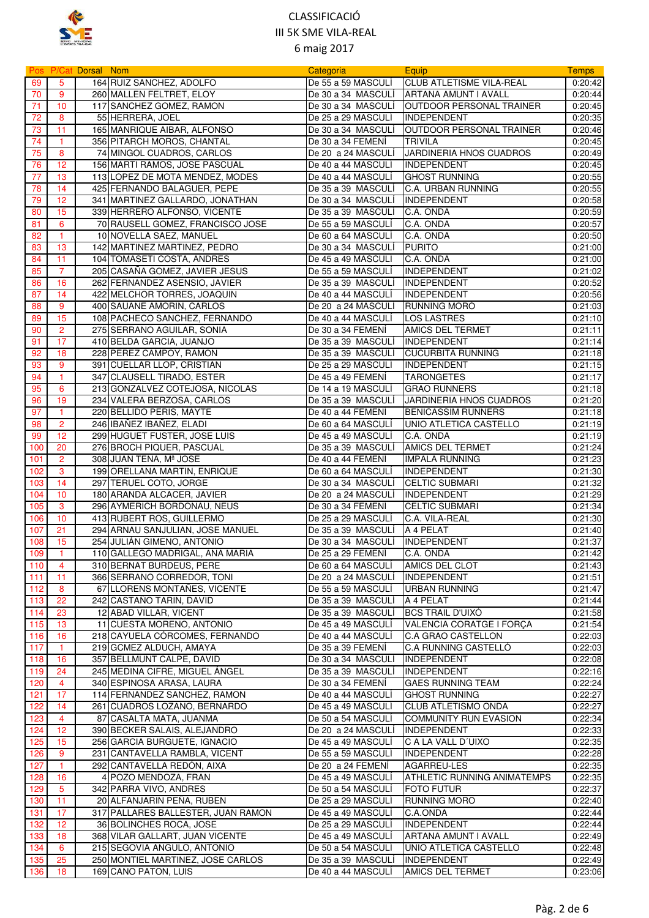# CLASSIFICACIÓ
## III 5K SME VILA-REAL
### 6 maig 2017

| Pos | P/Cat | Dorsal | Nom | Categoria | Equip | Temps |
|---|---|---|---|---|---|---|
| 69 | 5 | 164 | RUIZ SANCHEZ, ADOLFO | De 55 a 59 MASCULÍ | CLUB ATLETISME VILA-REAL | 0:20:42 |
| 70 | 9 | 260 | MALLEN FELTRET, ELOY | De 30 a 34 MASCULÍ | ARTANA AMUNT I AVALL | 0:20:44 |
| 71 | 10 | 117 | SANCHEZ GOMEZ, RAMON | De 30 a 34 MASCULÍ | OUTDOOR PERSONAL TRAINER | 0:20:45 |
| 72 | 8 | 55 | HERRERA, JOEL | De 25 a 29 MASCULÍ | INDEPENDENT | 0:20:35 |
| 73 | 11 | 165 | MANRIQUE AIBAR, ALFONSO | De 30 a 34 MASCULÍ | OUTDOOR PERSONAL TRAINER | 0:20:46 |
| 74 | 1 | 356 | PITARCH MOROS, CHANTAL | De 30 a 34 FEMENÍ | TRIVILA | 0:20:45 |
| 75 | 8 | 74 | MINGOL CUADROS, CARLOS | De 20 a 24 MASCULÍ | JARDINERIA HNOS CUADROS | 0:20:49 |
| 76 | 12 | 156 | MARTI RAMOS, JOSE PASCUAL | De 40 a 44 MASCULÍ | INDEPENDENT | 0:20:45 |
| 77 | 13 | 113 | LOPEZ DE MOTA MENDEZ, MODES | De 40 a 44 MASCULÍ | GHOST RUNNING | 0:20:55 |
| 78 | 14 | 425 | FERNANDO BALAGUER, PEPE | De 35 a 39 MASCULÍ | C.A. URBAN RUNNING | 0:20:55 |
| 79 | 12 | 341 | MARTINEZ GALLARDO, JONATHAN | De 30 a 34 MASCULÍ | INDEPENDENT | 0:20:58 |
| 80 | 15 | 339 | HERRERO ALFONSO, VICENTE | De 35 a 39 MASCULÍ | C.A. ONDA | 0:20:59 |
| 81 | 6 | 70 | RAUSELL GOMEZ, FRANCISCO JOSE | De 55 a 59 MASCULÍ | C.A. ONDA | 0:20:57 |
| 82 | 1 | 10 | NOVELLA SAEZ, MANUEL | De 60 a 64 MASCULÍ | C.A. ONDA | 0:20:50 |
| 83 | 13 | 142 | MARTINEZ MARTINEZ, PEDRO | De 30 a 34 MASCULÍ | PURITO | 0:21:00 |
| 84 | 11 | 104 | TOMASETI COSTA, ANDRES | De 45 a 49 MASCULÍ | C.A. ONDA | 0:21:00 |
| 85 | 7 | 205 | CASAÑA GOMEZ, JAVIER JESUS | De 55 a 59 MASCULÍ | INDEPENDENT | 0:21:02 |
| 86 | 16 | 262 | FERNANDEZ ASENSIO, JAVIER | De 35 a 39 MASCULÍ | INDEPENDENT | 0:20:52 |
| 87 | 14 | 422 | MELCHOR TORRES, JOAQUIN | De 40 a 44 MASCULÍ | INDEPENDENT | 0:20:56 |
| 88 | 9 | 400 | SAUANE AMORIN, CARLOS | De 20 a 24 MASCULÍ | RUNNING MORO | 0:21:03 |
| 89 | 15 | 108 | PACHECO SANCHEZ, FERNANDO | De 40 a 44 MASCULÍ | LOS LASTRES | 0:21:10 |
| 90 | 2 | 275 | SERRANO AGUILAR, SONIA | De 30 a 34 FEMENÍ | AMICS DEL TERMET | 0:21:11 |
| 91 | 17 | 410 | BELDA GARCIA, JUANJO | De 35 a 39 MASCULÍ | INDEPENDENT | 0:21:14 |
| 92 | 18 | 228 | PEREZ CAMPOY, RAMON | De 35 a 39 MASCULÍ | CUCURBITA RUNNING | 0:21:18 |
| 93 | 9 | 391 | CUELLAR LLOP, CRISTIAN | De 25 a 29 MASCULÍ | INDEPENDENT | 0:21:15 |
| 94 | 1 | 347 | CLAUSELL TIRADO, ESTER | De 45 a 49 FEMENÍ | TARONGETES | 0:21:17 |
| 95 | 6 | 213 | GONZALVEZ COTEJOSA, NICOLAS | De 14 a 19 MASCULÍ | GRAO RUNNERS | 0:21:18 |
| 96 | 19 | 234 | VALERA BERZOSA, CARLOS | De 35 a 39 MASCULÍ | JARDINERIA HNOS CUADROS | 0:21:20 |
| 97 | 1 | 220 | BELLIDO PERIS, MAYTE | De 40 a 44 FEMENÍ | BENICASSIM RUNNERS | 0:21:18 |
| 98 | 2 | 246 | IBAÑEZ IBAÑEZ, ELADI | De 60 a 64 MASCULÍ | UNIO ATLETICA CASTELLO | 0:21:19 |
| 99 | 12 | 299 | HUGUET FUSTER, JOSE LUIS | De 45 a 49 MASCULÍ | C.A. ONDA | 0:21:19 |
| 100 | 20 | 276 | BROCH PIQUER, PASCUAL | De 35 a 39 MASCULÍ | AMICS DEL TERMET | 0:21:24 |
| 101 | 2 | 308 | JUAN TENA, Mª JOSE | De 40 a 44 FEMENÍ | IMPALA RUNNING | 0:21:23 |
| 102 | 3 | 199 | ORELLANA MARTIN, ENRIQUE | De 60 a 64 MASCULÍ | INDEPENDENT | 0:21:30 |
| 103 | 14 | 297 | TERUEL COTO, JORGE | De 30 a 34 MASCULÍ | CELTIC SUBMARI | 0:21:32 |
| 104 | 10 | 180 | ARANDA ALCACER, JAVIER | De 20 a 24 MASCULÍ | INDEPENDENT | 0:21:29 |
| 105 | 3 | 296 | AYMERICH BORDONAU, NEUS | De 30 a 34 FEMENÍ | CELTIC SUBMARI | 0:21:34 |
| 106 | 10 | 413 | RUBERT ROS, GUILLERMO | De 25 a 29 MASCULÍ | C.A. VILA-REAL | 0:21:30 |
| 107 | 21 | 294 | ARNAU SANJULIAN, JOSE MANUEL | De 35 a 39 MASCULÍ | A 4 PELAT | 0:21:40 |
| 108 | 15 | 254 | JULIÁN GIMENO, ANTONIO | De 30 a 34 MASCULÍ | INDEPENDENT | 0:21:37 |
| 109 | 1 | 110 | GALLEGO MADRIGAL, ANA MARIA | De 25 a 29 FEMENÍ | C.A. ONDA | 0:21:42 |
| 110 | 4 | 310 | BERNAT BURDEUS, PERE | De 60 a 64 MASCULÍ | AMICS DEL CLOT | 0:21:43 |
| 111 | 11 | 366 | SERRANO CORREDOR, TONI | De 20 a 24 MASCULÍ | INDEPENDENT | 0:21:51 |
| 112 | 8 | 67 | LLORENS MONTAÑES, VICENTE | De 55 a 59 MASCULÍ | URBAN RUNNING | 0:21:47 |
| 113 | 22 | 242 | CASTAÑO TARIN, DAVID | De 35 a 39 MASCULÍ | A 4 PELAT | 0:21:44 |
| 114 | 23 | 12 | ABAD VILLAR, VICENT | De 35 a 39 MASCULÍ | BCS TRAIL D'UIXÓ | 0:21:58 |
| 115 | 13 | 11 | CUESTA MORENO, ANTONIO | De 45 a 49 MASCULÍ | VALENCIA CORATGE I FORÇA | 0:21:54 |
| 116 | 16 | 218 | CAYUELA CORCOMES, FERNANDO | De 40 a 44 MASCULÍ | C.A GRAO CASTELLON | 0:22:03 |
| 117 | 1 | 219 | GCMEZ ALDUCH, AMAYA | De 35 a 39 FEMENÍ | C.A RUNNING CASTELLÓ | 0:22:03 |
| 118 | 16 | 357 | BELLMUNT CALPE, DAVID | De 30 a 34 MASCULÍ | INDEPENDENT | 0:22:08 |
| 119 | 24 | 245 | MEDINA CIFRE, MIGUEL ÁNGEL | De 35 a 39 MASCULÍ | INDEPENDENT | 0:22:16 |
| 120 | 4 | 340 | ESPINOSA ARASA, LAURA | De 30 a 34 FEMENÍ | GAES RUNNING TEAM | 0:22:24 |
| 121 | 17 | 114 | FERNANDEZ SANCHEZ, RAMON | De 40 a 44 MASCULÍ | GHOST RUNNING | 0:22:27 |
| 122 | 14 | 261 | CUADROS LOZANO, BERNARDO | De 45 a 49 MASCULÍ | CLUB ATLETISMO ONDA | 0:22:27 |
| 123 | 4 | 87 | CASALTA MATA, JUANMA | De 50 a 54 MASCULÍ | COMMUNITY RUN EVASION | 0:22:34 |
| 124 | 12 | 390 | BECKER SALAIS, ALEJANDRO | De 20 a 24 MASCULÍ | INDEPENDENT | 0:22:33 |
| 125 | 15 | 256 | GARCIA BURGUETE, IGNACIO | De 45 a 49 MASCULÍ | C A LA VALL D´UIXO | 0:22:35 |
| 126 | 9 | 231 | CANTAVELLA RAMBLA, VICENT | De 55 a 59 MASCULÍ | INDEPENDENT | 0:22:28 |
| 127 | 1 | 292 | CANTAVELLA REDÓN, AIXA | De 20 a 24 FEMENÍ | AGARREU-LES | 0:22:35 |
| 128 | 16 | 4 | POZO MENDOZA, FRAN | De 45 a 49 MASCULÍ | ATHLETIC RUNNING ANIMATEMPS | 0:22:35 |
| 129 | 5 | 342 | PARRA VIVO, ANDRES | De 50 a 54 MASCULÍ | FOTO FUTUR | 0:22:37 |
| 130 | 11 | 20 | ALFANJARIN PEÑA, RUBEN | De 25 a 29 MASCULÍ | RUNNING MORO | 0:22:40 |
| 131 | 17 | 317 | PALLARES BALLESTER, JUAN RAMON | De 45 a 49 MASCULÍ | C.A.ONDA | 0:22:44 |
| 132 | 12 | 36 | BOLINCHES ROCA, JOSE | De 25 a 29 MASCULÍ | INDEPENDENT | 0:22:44 |
| 133 | 18 | 368 | VILAR GALLART, JUAN VICENTE | De 45 a 49 MASCULÍ | ARTANA AMUNT I AVALL | 0:22:49 |
| 134 | 6 | 215 | SEGOVIA ANGULO, ANTONIO | De 50 a 54 MASCULÍ | UNIO ATLETICA CASTELLO | 0:22:48 |
| 135 | 25 | 250 | MONTIEL MARTINEZ, JOSE CARLOS | De 35 a 39 MASCULÍ | INDEPENDENT | 0:22:49 |
| 136 | 18 | 169 | CANO PATON, LUIS | De 40 a 44 MASCULÍ | AMICS DEL TERMET | 0:23:06 |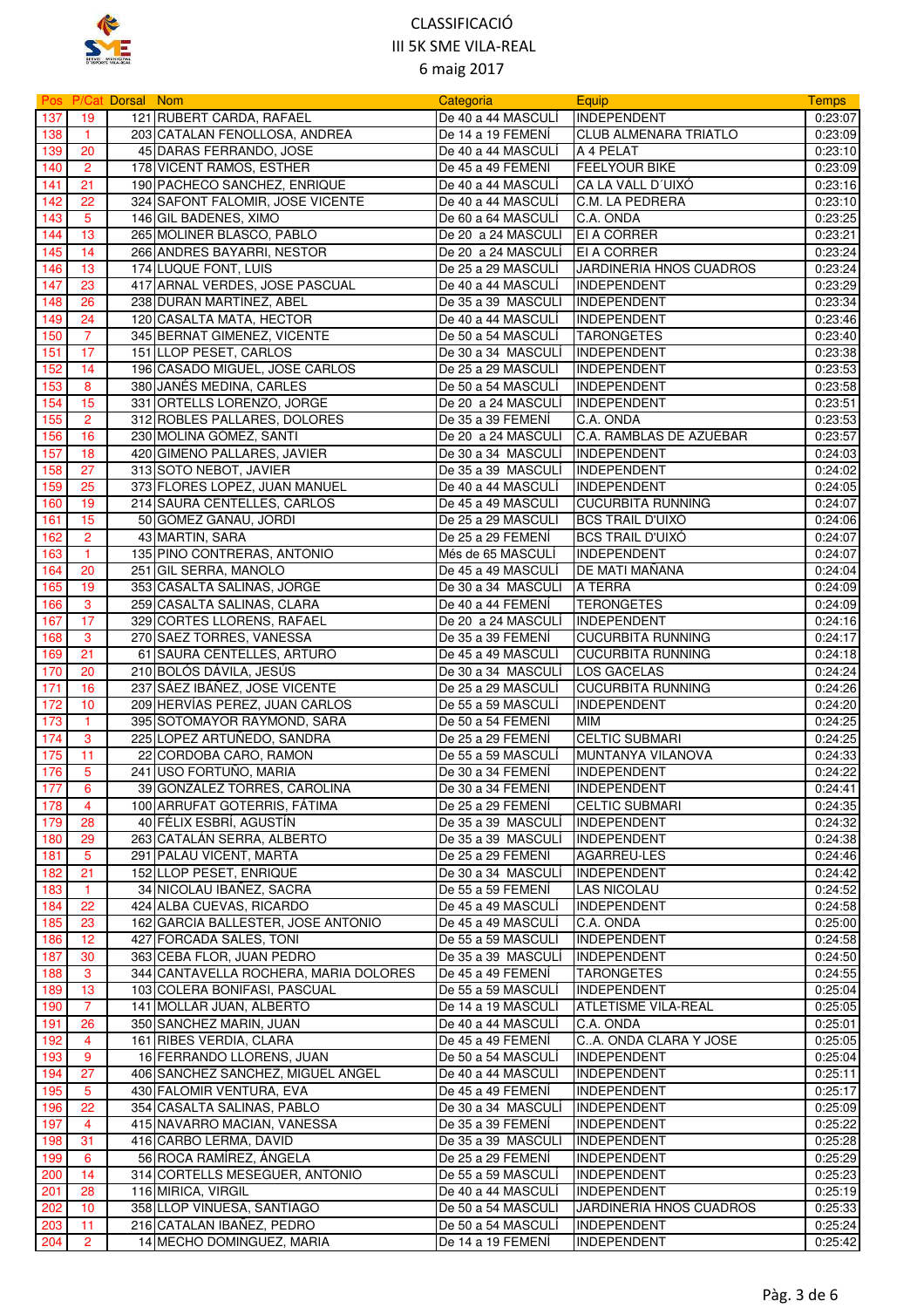# CLASSIFICACIÓ
## III 5K SME VILA-REAL
### 6 maig 2017

| Pos | P/Cat | Dorsal | Nom | Categoria | Equip | Temps |
|---|---|---|---|---|---|---|
| 137 | 19 | 121 | RUBERT CARDA, RAFAEL | De 40 a 44 MASCULÍ | INDEPENDENT | 0:23:07 |
| 138 | 1 | 203 | CATALAN FENOLLOSA, ANDREA | De 14 a 19 FEMENÍ | CLUB ALMENARA TRIATLO | 0:23:09 |
| 139 | 20 | 45 | DARAS FERRANDO, JOSE | De 40 a 44 MASCULÍ | A 4 PELAT | 0:23:10 |
| 140 | 2 | 178 | VICENT RAMOS, ESTHER | De 45 a 49 FEMENÍ | FEELYOUR BIKE | 0:23:09 |
| 141 | 21 | 190 | PACHECO SANCHEZ, ENRIQUE | De 40 a 44 MASCULÍ | CA LA VALL D´UIXÓ | 0:23:16 |
| 142 | 22 | 324 | SAFONT FALOMIR, JOSE VICENTE | De 40 a 44 MASCULÍ | C.M. LA PEDRERA | 0:23:10 |
| 143 | 5 | 146 | GIL BADENES, XIMO | De 60 a 64 MASCULÍ | C.A. ONDA | 0:23:25 |
| 144 | 13 | 265 | MOLINER BLASCO, PABLO | De 20 a 24 MASCULÍ | EI A CORRER | 0:23:21 |
| 145 | 14 | 266 | ANDRES BAYARRI, NESTOR | De 20 a 24 MASCULÍ | EI A CORRER | 0:23:24 |
| 146 | 13 | 174 | LUQUE FONT, LUIS | De 25 a 29 MASCULÍ | JARDINERIA HNOS CUADROS | 0:23:24 |
| 147 | 23 | 417 | ARNAL VERDES, JOSE PASCUAL | De 40 a 44 MASCULÍ | INDEPENDENT | 0:23:29 |
| 148 | 26 | 238 | DURÁN MARTÍNEZ, ABEL | De 35 a 39 MASCULÍ | INDEPENDENT | 0:23:34 |
| 149 | 24 | 120 | CASALTA MATA, HECTOR | De 40 a 44 MASCULÍ | INDEPENDENT | 0:23:46 |
| 150 | 7 | 345 | BERNAT GIMENEZ, VICENTE | De 50 a 54 MASCULÍ | TARONGETES | 0:23:40 |
| 151 | 17 | 151 | LLOP PESET, CARLOS | De 30 a 34 MASCULÍ | INDEPENDENT | 0:23:38 |
| 152 | 14 | 196 | CASADO MIGUEL, JOSE CARLOS | De 25 a 29 MASCULÍ | INDEPENDENT | 0:23:53 |
| 153 | 8 | 380 | JANÉS MEDINA, CARLES | De 50 a 54 MASCULÍ | INDEPENDENT | 0:23:58 |
| 154 | 15 | 331 | ORTELLS LORENZO, JORGE | De 20 a 24 MASCULÍ | INDEPENDENT | 0:23:51 |
| 155 | 2 | 312 | ROBLES PALLARES, DOLORES | De 35 a 39 FEMENÍ | C.A. ONDA | 0:23:53 |
| 156 | 16 | 230 | MOLINA GÓMEZ, SANTI | De 20 a 24 MASCULÍ | C.A. RAMBLAS DE AZUÉBAR | 0:23:57 |
| 157 | 18 | 420 | GIMENO PALLARES, JAVIER | De 30 a 34 MASCULÍ | INDEPENDENT | 0:24:03 |
| 158 | 27 | 313 | SOTO NEBOT, JAVIER | De 35 a 39 MASCULÍ | INDEPENDENT | 0:24:02 |
| 159 | 25 | 373 | FLORES LOPEZ, JUAN MANUEL | De 40 a 44 MASCULÍ | INDEPENDENT | 0:24:05 |
| 160 | 19 | 214 | SAURA CENTELLES, CARLOS | De 45 a 49 MASCULÍ | CUCURBITA RUNNING | 0:24:07 |
| 161 | 15 | 50 | GÓMEZ GANAU, JORDI | De 25 a 29 MASCULÍ | BCS TRAIL D'UIXÓ | 0:24:06 |
| 162 | 2 | 43 | MARTIN, SARA | De 25 a 29 FEMENÍ | BCS TRAIL D'UIXÓ | 0:24:07 |
| 163 | 1 | 135 | PINO CONTRERAS, ANTONIO | Més de 65 MASCULÍ | INDEPENDENT | 0:24:07 |
| 164 | 20 | 251 | GIL SERRA, MANOLO | De 45 a 49 MASCULÍ | DE MATI MAÑANA | 0:24:04 |
| 165 | 19 | 353 | CASALTA SALINAS, JORGE | De 30 a 34 MASCULÍ | A TERRA | 0:24:09 |
| 166 | 3 | 259 | CASALTA SALINAS, CLARA | De 40 a 44 FEMENÍ | TERONGETES | 0:24:09 |
| 167 | 17 | 329 | CORTES LLORENS, RAFAEL | De 20 a 24 MASCULÍ | INDEPENDENT | 0:24:16 |
| 168 | 3 | 270 | SAEZ TORRES, VANESSA | De 35 a 39 FEMENÍ | CUCURBITA RUNNING | 0:24:17 |
| 169 | 21 | 61 | SAURA CENTELLES, ARTURO | De 45 a 49 MASCULÍ | CUCURBITA RUNNING | 0:24:18 |
| 170 | 20 | 210 | BOLÓS DÁVILA, JESÚS | De 30 a 34 MASCULÍ | LOS GACELAS | 0:24:24 |
| 171 | 16 | 237 | SÁEZ IBÁÑEZ, JOSE VICENTE | De 25 a 29 MASCULÍ | CUCURBITA RUNNING | 0:24:26 |
| 172 | 10 | 209 | HERVÍAS PEREZ, JUAN CARLOS | De 55 a 59 MASCULÍ | INDEPENDENT | 0:24:20 |
| 173 | 1 | 395 | SOTOMAYOR RAYMOND, SARA | De 50 a 54 FEMENÍ | MIM | 0:24:25 |
| 174 | 3 | 225 | LOPEZ ARTUÑEDO, SANDRA | De 25 a 29 FEMENÍ | CELTIC SUBMARI | 0:24:25 |
| 175 | 11 | 22 | CORDOBA CARO, RAMON | De 55 a 59 MASCULÍ | MUNTANYA VILANOVA | 0:24:33 |
| 176 | 5 | 241 | USO FORTUÑO, MARIA | De 30 a 34 FEMENÍ | INDEPENDENT | 0:24:22 |
| 177 | 6 | 39 | GONZALEZ TORRES, CAROLINA | De 30 a 34 FEMENÍ | INDEPENDENT | 0:24:41 |
| 178 | 4 | 100 | ARRUFAT GOTERRIS, FÁTIMA | De 25 a 29 FEMENÍ | CELTIC SUBMARI | 0:24:35 |
| 179 | 28 | 40 | FÉLIX ESBRÍ, AGUSTÍN | De 35 a 39 MASCULÍ | INDEPENDENT | 0:24:32 |
| 180 | 29 | 263 | CATALÁN SERRA, ALBERTO | De 35 a 39 MASCULÍ | INDEPENDENT | 0:24:38 |
| 181 | 5 | 291 | PALAU VICENT, MARTA | De 25 a 29 FEMENÍ | AGARREU-LES | 0:24:46 |
| 182 | 21 | 152 | LLOP PESET, ENRIQUE | De 30 a 34 MASCULÍ | INDEPENDENT | 0:24:42 |
| 183 | 1 | 34 | NICOLAU IBAÑEZ, SACRA | De 55 a 59 FEMENÍ | LAS NICOLAU | 0:24:52 |
| 184 | 22 | 424 | ALBA CUEVAS, RICARDO | De 45 a 49 MASCULÍ | INDEPENDENT | 0:24:58 |
| 185 | 23 | 162 | GARCIA BALLESTER, JOSE ANTONIO | De 45 a 49 MASCULÍ | C.A. ONDA | 0:25:00 |
| 186 | 12 | 427 | FORCADA SALES, TONI | De 55 a 59 MASCULÍ | INDEPENDENT | 0:24:58 |
| 187 | 30 | 363 | CEBA FLOR, JUAN PEDRO | De 35 a 39 MASCULÍ | INDEPENDENT | 0:24:50 |
| 188 | 3 | 344 | CANTAVELLA ROCHERA, MARIA DOLORES | De 45 a 49 FEMENÍ | TARONGETES | 0:24:55 |
| 189 | 13 | 103 | COLERA BONIFASI, PASCUAL | De 55 a 59 MASCULÍ | INDEPENDENT | 0:25:04 |
| 190 | 7 | 141 | MOLLAR JUAN, ALBERTO | De 14 a 19 MASCULÍ | ATLETISME VILA-REAL | 0:25:05 |
| 191 | 26 | 350 | SANCHEZ MARIN, JUAN | De 40 a 44 MASCULÍ | C.A. ONDA | 0:25:01 |
| 192 | 4 | 161 | RIBES VERDIA, CLARA | De 45 a 49 FEMENÍ | C..A. ONDA CLARA Y JOSE | 0:25:05 |
| 193 | 9 | 16 | FERRANDO LLORENS, JUAN | De 50 a 54 MASCULÍ | INDEPENDENT | 0:25:04 |
| 194 | 27 | 406 | SANCHEZ SANCHEZ, MIGUEL ANGEL | De 40 a 44 MASCULÍ | INDEPENDENT | 0:25:11 |
| 195 | 5 | 430 | FALOMIR VENTURA, EVA | De 45 a 49 FEMENÍ | INDEPENDENT | 0:25:17 |
| 196 | 22 | 354 | CASALTA SALINAS, PABLO | De 30 a 34 MASCULÍ | INDEPENDENT | 0:25:09 |
| 197 | 4 | 415 | NAVARRO MACIAN, VANESSA | De 35 a 39 FEMENÍ | INDEPENDENT | 0:25:22 |
| 198 | 31 | 416 | CARBO LERMA, DAVID | De 35 a 39 MASCULÍ | INDEPENDENT | 0:25:28 |
| 199 | 6 | 56 | ROCA RAMÍREZ, ÁNGELA | De 25 a 29 FEMENÍ | INDEPENDENT | 0:25:29 |
| 200 | 14 | 314 | CORTELLS MESEGUER, ANTONIO | De 55 a 59 MASCULÍ | INDEPENDENT | 0:25:23 |
| 201 | 28 | 116 | MIRICA, VIRGIL | De 40 a 44 MASCULÍ | INDEPENDENT | 0:25:19 |
| 202 | 10 | 358 | LLOP VINUESA, SANTIAGO | De 50 a 54 MASCULÍ | JARDINERIA HNOS CUADROS | 0:25:33 |
| 203 | 11 | 216 | CATALAN IBAÑEZ, PEDRO | De 50 a 54 MASCULÍ | INDEPENDENT | 0:25:24 |
| 204 | 2 | 14 | MECHO DOMINGUEZ, MARIA | De 14 a 19 FEMENÍ | INDEPENDENT | 0:25:42 |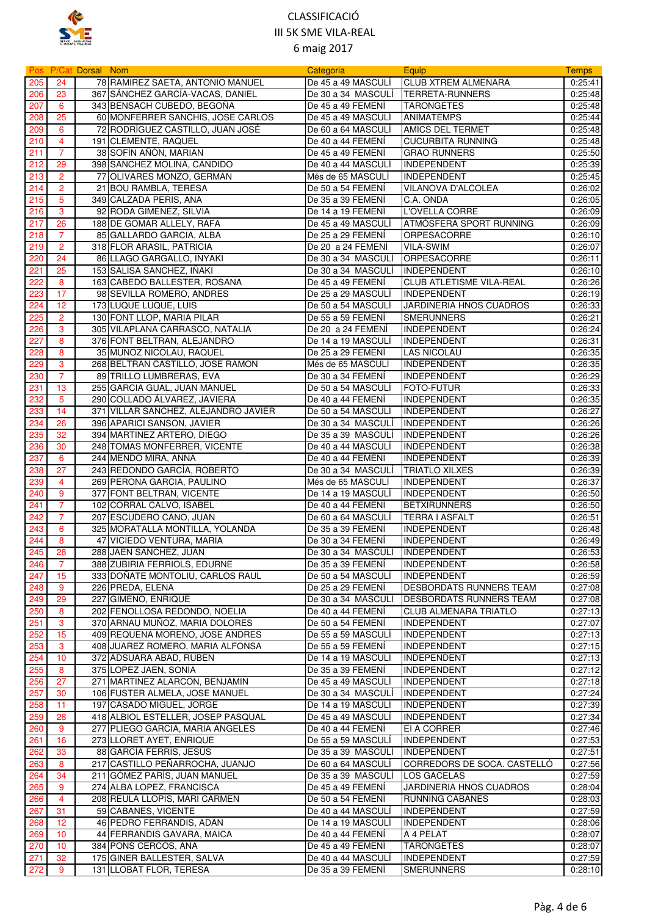# CLASSIFICACIÓ

## III 5K SME VILA-REAL

## 6 maig 2017

| Pos | P/Cat | Dorsal | Nom | Categoria | Equip | Temps |
|---|---|---|---|---|---|---|
| 205 | 24 | 78 | RAMIREZ SAETA, ANTONIO MANUEL | De 45 a 49 MASCULÍ | CLUB XTREM ALMENARA | 0:25:41 |
| 206 | 23 | 367 | SÁNCHEZ GARCÍA-VACAS, DANIEL | De 30 a 34 MASCULÍ | TERRETA-RUNNERS | 0:25:48 |
| 207 | 6 | 343 | BENSACH CUBEDO, BEGOÑA | De 45 a 49 FEMENÍ | TARONGETES | 0:25:48 |
| 208 | 25 | 60 | MONFERRER SANCHIS, JOSE CARLOS | De 45 a 49 MASCULÍ | ANIMATEMPS | 0:25:44 |
| 209 | 6 | 72 | RODRÍGUEZ CASTILLO, JUAN JOSÉ | De 60 a 64 MASCULÍ | AMICS DEL TERMET | 0:25:48 |
| 210 | 4 | 191 | CLEMENTE, RAQUEL | De 40 a 44 FEMENÍ | CUCURBITA RUNNING | 0:25:48 |
| 211 | 7 | 38 | SOFÍN AÑÓN, MARIAN | De 45 a 49 FEMENÍ | GRAO RUNNERS | 0:25:50 |
| 212 | 29 | 398 | SANCHEZ MOLINA, CANDIDO | De 40 a 44 MASCULÍ | INDEPENDENT | 0:25:39 |
| 213 | 2 | 77 | OLIVARES MONZO, GERMAN | Més de 65 MASCULÍ | INDEPENDENT | 0:25:45 |
| 214 | 2 | 21 | BOU RAMBLA, TERESA | De 50 a 54 FEMENÍ | VILANOVA D'ALCOLEA | 0:26:02 |
| 215 | 5 | 349 | CALZADA PERIS, ANA | De 35 a 39 FEMENÍ | C.A. ONDA | 0:26:05 |
| 216 | 3 | 92 | RODA GIMENEZ, SILVIA | De 14 a 19 FEMENÍ | L'OVELLA CORRE | 0:26:09 |
| 217 | 26 | 188 | DE GOMAR ALLELY, RAFA | De 45 a 49 MASCULÍ | ATMÓSFERA SPORT RUNNING | 0:26:09 |
| 218 | 7 | 85 | GALLARDO GARCIA, ALBA | De 25 a 29 FEMENÍ | ORPESACORRE | 0:26:10 |
| 219 | 2 | 318 | FLOR ARASIL, PATRICIA | De 20 a 24 FEMENÍ | VILA-SWIM | 0:26:07 |
| 220 | 24 | 86 | LLAGO GARGALLO, INYAKI | De 30 a 34 MASCULÍ | ORPESACORRE | 0:26:11 |
| 221 | 25 | 153 | SALISA SANCHEZ, IÑAKI | De 30 a 34 MASCULÍ | INDEPENDENT | 0:26:10 |
| 222 | 8 | 163 | CABEDO BALLESTER, ROSANA | De 45 a 49 FEMENÍ | CLUB ATLETISME VILA-REAL | 0:26:26 |
| 223 | 17 | 98 | SEVILLA ROMERO, ANDRES | De 25 a 29 MASCULÍ | INDEPENDENT | 0:26:19 |
| 224 | 12 | 173 | LUQUE LUQUE, LUIS | De 50 a 54 MASCULÍ | JARDINERIA HNOS CUADROS | 0:26:33 |
| 225 | 2 | 130 | FONT LLOP, MARIA PILAR | De 55 a 59 FEMENÍ | SMERUNNERS | 0:26:21 |
| 226 | 3 | 305 | VILAPLANA CARRASCO, NATALIA | De 20 a 24 FEMENÍ | INDEPENDENT | 0:26:24 |
| 227 | 8 | 376 | FONT BELTRAN, ALEJANDRO | De 14 a 19 MASCULÍ | INDEPENDENT | 0:26:31 |
| 228 | 8 | 35 | MUÑOZ NICOLAU, RAQUEL | De 25 a 29 FEMENÍ | LAS NICOLAU | 0:26:35 |
| 229 | 3 | 268 | BELTRAN CASTILLO, JOSE RAMON | Més de 65 MASCULÍ | INDEPENDENT | 0:26:35 |
| 230 | 7 | 89 | TRILLO LUMBRERAS, EVA | De 30 a 34 FEMENÍ | INDEPENDENT | 0:26:29 |
| 231 | 13 | 255 | GARCIA GUAL, JUAN MANUEL | De 50 a 54 MASCULÍ | FOTO-FUTUR | 0:26:33 |
| 232 | 5 | 290 | COLLADO ÁLVAREZ, JAVIERA | De 40 a 44 FEMENÍ | INDEPENDENT | 0:26:35 |
| 233 | 14 | 371 | VILLAR SANCHEZ, ALEJANDRO JAVIER | De 50 a 54 MASCULÍ | INDEPENDENT | 0:26:27 |
| 234 | 26 | 396 | APARICI SANSON, JAVIER | De 30 a 34 MASCULÍ | INDEPENDENT | 0:26:26 |
| 235 | 32 | 394 | MARTINEZ ARTERO, DIEGO | De 35 a 39 MASCULÍ | INDEPENDENT | 0:26:26 |
| 236 | 30 | 248 | TOMAS MONFERRER, VICENTE | De 40 a 44 MASCULÍ | INDEPENDENT | 0:26:38 |
| 237 | 6 | 244 | MENDO MIRA, ANNA | De 40 a 44 FEMENÍ | INDEPENDENT | 0:26:39 |
| 238 | 27 | 243 | REDONDO GARCÍA, ROBERTO | De 30 a 34 MASCULÍ | TRIATLO XILXES | 0:26:39 |
| 239 | 4 | 269 | PERONA GARCIA, PAULINO | Més de 65 MASCULÍ | INDEPENDENT | 0:26:37 |
| 240 | 9 | 377 | FONT BELTRAN, VICENTE | De 14 a 19 MASCULÍ | INDEPENDENT | 0:26:50 |
| 241 | 7 | 102 | CORRAL CALVO, ISABEL | De 40 a 44 FEMENÍ | BETXIRUNNERS | 0:26:50 |
| 242 | 7 | 207 | ESCUDERO CANO, JUAN | De 60 a 64 MASCULÍ | TERRA I ASFALT | 0:26:51 |
| 243 | 6 | 325 | MORATALLA MONTILLA, YOLANDA | De 35 a 39 FEMENÍ | INDEPENDENT | 0:26:48 |
| 244 | 8 | 47 | VICIEDO VENTURA, MARIA | De 30 a 34 FEMENÍ | INDEPENDENT | 0:26:49 |
| 245 | 28 | 288 | JAÉN SÁNCHEZ, JUAN | De 30 a 34 MASCULÍ | INDEPENDENT | 0:26:53 |
| 246 | 7 | 388 | ZUBIRIA FERRIOLS, EDURNE | De 35 a 39 FEMENÍ | INDEPENDENT | 0:26:58 |
| 247 | 15 | 333 | DOÑATE MONTOLIU, CARLOS RAUL | De 50 a 54 MASCULÍ | INDEPENDENT | 0:26:59 |
| 248 | 9 | 226 | PREDA, ELENA | De 25 a 29 FEMENÍ | DESBORDATS RUNNERS TEAM | 0:27:08 |
| 249 | 29 | 227 | GIMENO, ENRIQUE | De 30 a 34 MASCULÍ | DESBORDATS RUNNERS TEAM | 0:27:08 |
| 250 | 8 | 202 | FENOLLOSA REDONDO, NOELIA | De 40 a 44 FEMENÍ | CLUB ALMENARA TRIATLO | 0:27:13 |
| 251 | 3 | 370 | ARNAU MUÑOZ, MARIA DOLORES | De 50 a 54 FEMENÍ | INDEPENDENT | 0:27:07 |
| 252 | 15 | 409 | REQUENA MORENO, JOSE ANDRES | De 55 a 59 MASCULÍ | INDEPENDENT | 0:27:13 |
| 253 | 3 | 408 | JUAREZ ROMERO, MARIA ALFONSA | De 55 a 59 FEMENÍ | INDEPENDENT | 0:27:15 |
| 254 | 10 | 372 | ADSUARA ABAD, RUBEN | De 14 a 19 MASCULÍ | INDEPENDENT | 0:27:13 |
| 255 | 8 | 375 | LOPEZ JAEN, SONIA | De 35 a 39 FEMENÍ | INDEPENDENT | 0:27:12 |
| 256 | 27 | 271 | MARTINEZ ALARCON, BENJAMIN | De 45 a 49 MASCULÍ | INDEPENDENT | 0:27:18 |
| 257 | 30 | 106 | FUSTER ALMELA, JOSE MANUEL | De 30 a 34 MASCULÍ | INDEPENDENT | 0:27:24 |
| 258 | 11 | 197 | CASADO MIGUEL, JORGE | De 14 a 19 MASCULÍ | INDEPENDENT | 0:27:39 |
| 259 | 28 | 418 | ALBIOL ESTELLER, JOSEP PASQUAL | De 45 a 49 MASCULÍ | INDEPENDENT | 0:27:34 |
| 260 | 9 | 277 | PLIEGO GARCIA, MARIA ANGELES | De 40 a 44 FEMENÍ | EI A CORRER | 0:27:46 |
| 261 | 16 | 273 | LLORET AYET, ENRIQUE | De 55 a 59 MASCULÍ | INDEPENDENT | 0:27:53 |
| 262 | 33 | 88 | GARCIA FERRIS, JESUS | De 35 a 39 MASCULÍ | INDEPENDENT | 0:27:51 |
| 263 | 8 | 217 | CASTILLO PEÑARROCHA, JUANJO | De 60 a 64 MASCULÍ | CORREDORS DE SOCA. CASTELLÓ | 0:27:56 |
| 264 | 34 | 211 | GÓMEZ PARÍS, JUAN MANUEL | De 35 a 39 MASCULÍ | LOS GACELAS | 0:27:59 |
| 265 | 9 | 274 | ALBA LOPEZ, FRANCISCA | De 45 a 49 FEMENÍ | JARDINERIA HNOS CUADROS | 0:28:04 |
| 266 | 4 | 208 | REULA LLOPIS, MARI CARMEN | De 50 a 54 FEMENÍ | RUNNING CABANES | 0:28:03 |
| 267 | 31 | 59 | CABANES, VICENTE | De 40 a 44 MASCULÍ | INDEPENDENT | 0:27:59 |
| 268 | 12 | 46 | PEDRO FERRANDIS, ADAN | De 14 a 19 MASCULÍ | INDEPENDENT | 0:28:06 |
| 269 | 10 | 44 | FERRANDIS GAVARA, MAICA | De 40 a 44 FEMENÍ | A 4 PELAT | 0:28:07 |
| 270 | 10 | 384 | PONS CERCÓS, ANA | De 45 a 49 FEMENÍ | TARONGETES | 0:28:07 |
| 271 | 32 | 175 | GINER BALLESTER, SALVA | De 40 a 44 MASCULÍ | INDEPENDENT | 0:27:59 |
| 272 | 9 | 131 | LLOBAT FLOR, TERESA | De 35 a 39 FEMENÍ | SMERUNNERS | 0:28:10 |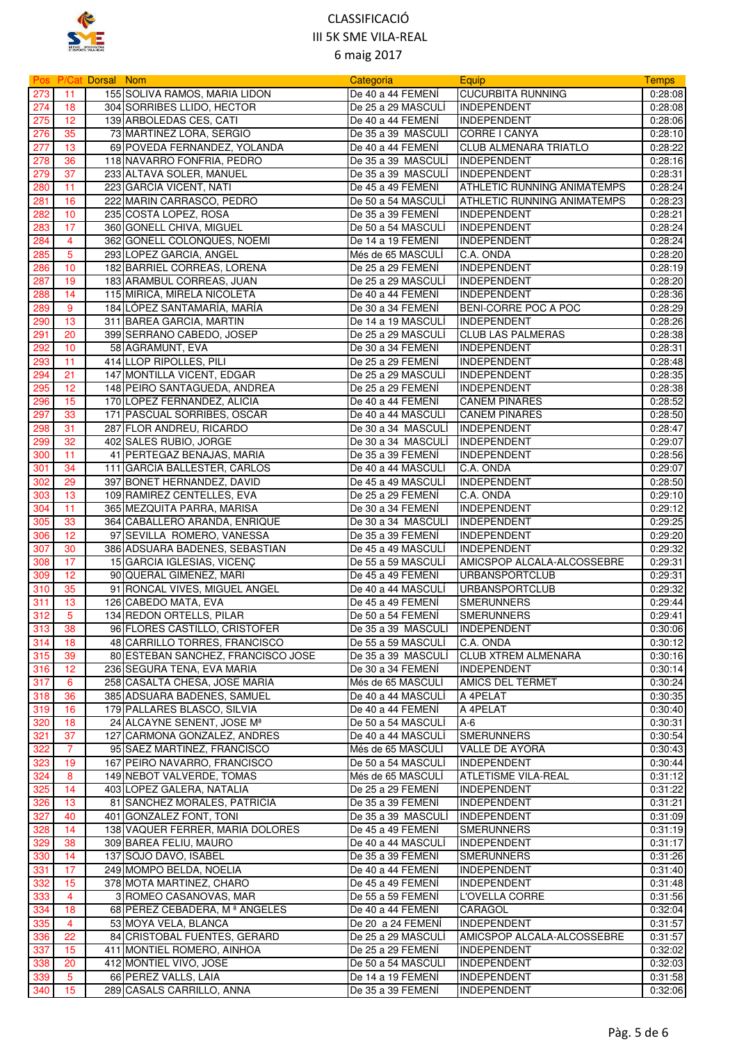# CLASSIFICACIÓ

## III 5K SME VILA-REAL

## 6 maig 2017

| Pos | P/Cat | Dorsal | Nom | Categoria | Equip | Temps |
|---|---|---|---|---|---|---|
| 273 | 11 | 155 | SOLIVA RAMOS, MARIA LIDON | De 40 a 44 FEMENÍ | CUCURBITA RUNNING | 0:28:08 |
| 274 | 18 | 304 | SORRIBES LLIDO, HECTOR | De 25 a 29 MASCULÍ | INDEPENDENT | 0:28:08 |
| 275 | 12 | 139 | ARBOLEDAS CES, CATI | De 40 a 44 FEMENÍ | INDEPENDENT | 0:28:06 |
| 276 | 35 | 73 | MARTINEZ LORA, SERGIO | De 35 a 39 MASCULÍ | CORRE I CANYA | 0:28:10 |
| 277 | 13 | 69 | POVEDA FERNANDEZ, YOLANDA | De 40 a 44 FEMENÍ | CLUB ALMENARA TRIATLO | 0:28:22 |
| 278 | 36 | 118 | NAVARRO FONFRIA, PEDRO | De 35 a 39 MASCULÍ | INDEPENDENT | 0:28:16 |
| 279 | 37 | 233 | ALTAVA SOLER, MANUEL | De 35 a 39 MASCULÍ | INDEPENDENT | 0:28:31 |
| 280 | 11 | 223 | GARCIA VICENT, NATI | De 45 a 49 FEMENÍ | ATHLETIC RUNNING ANIMATEMPS | 0:28:24 |
| 281 | 16 | 222 | MARIN CARRASCO, PEDRO | De 50 a 54 MASCULÍ | ATHLETIC RUNNING ANIMATEMPS | 0:28:23 |
| 282 | 10 | 235 | COSTA LOPEZ, ROSA | De 35 a 39 FEMENÍ | INDEPENDENT | 0:28:21 |
| 283 | 17 | 360 | GONELL CHIVA, MIGUEL | De 50 a 54 MASCULÍ | INDEPENDENT | 0:28:24 |
| 284 | 4 | 362 | GONELL COLONQUES, NOEMI | De 14 a 19 FEMENÍ | INDEPENDENT | 0:28:24 |
| 285 | 5 | 293 | LOPEZ GARCIA, ANGEL | Més de 65 MASCULÍ | C.A. ONDA | 0:28:20 |
| 286 | 10 | 182 | BARRIEL CORREAS, LORENA | De 25 a 29 FEMENÍ | INDEPENDENT | 0:28:19 |
| 287 | 19 | 183 | ARAMBUL CORREAS, JUAN | De 25 a 29 MASCULÍ | INDEPENDENT | 0:28:20 |
| 288 | 14 | 115 | MIRICA, MIRELA NICOLETA | De 40 a 44 FEMENÍ | INDEPENDENT | 0:28:36 |
| 289 | 9 | 184 | LÓPEZ SANTAMARÍA, MARÍA | De 30 a 34 FEMENÍ | BENI-CORRE POC A POC | 0:28:29 |
| 290 | 13 | 311 | BAREA GARCIA, MARTIN | De 14 a 19 MASCULÍ | INDEPENDENT | 0:28:26 |
| 291 | 20 | 399 | SERRANO CABEDO, JOSEP | De 25 a 29 MASCULÍ | CLUB LAS PALMERAS | 0:28:38 |
| 292 | 10 | 58 | AGRAMUNT, EVA | De 30 a 34 FEMENÍ | INDEPENDENT | 0:28:31 |
| 293 | 11 | 414 | LLOP RIPOLLES, PILI | De 25 a 29 FEMENÍ | INDEPENDENT | 0:28:48 |
| 294 | 21 | 147 | MONTILLA VICENT, EDGAR | De 25 a 29 MASCULÍ | INDEPENDENT | 0:28:35 |
| 295 | 12 | 148 | PEIRO SANTAGUEDA, ANDREA | De 25 a 29 FEMENÍ | INDEPENDENT | 0:28:38 |
| 296 | 15 | 170 | LOPEZ FERNANDEZ, ALICIA | De 40 a 44 FEMENÍ | CANEM PINARES | 0:28:52 |
| 297 | 33 | 171 | PASCUAL SORRIBES, OSCAR | De 40 a 44 MASCULÍ | CANEM PINARES | 0:28:50 |
| 298 | 31 | 287 | FLOR ANDREU, RICARDO | De 30 a 34 MASCULÍ | INDEPENDENT | 0:28:47 |
| 299 | 32 | 402 | SALES RUBIO, JORGE | De 30 a 34 MASCULÍ | INDEPENDENT | 0:29:07 |
| 300 | 11 | 41 | PERTEGAZ BENAJAS, MARIA | De 35 a 39 FEMENÍ | INDEPENDENT | 0:28:56 |
| 301 | 34 | 111 | GARCIA BALLESTER, CARLOS | De 40 a 44 MASCULÍ | C.A. ONDA | 0:29:07 |
| 302 | 29 | 397 | BONET HERNANDEZ, DAVID | De 45 a 49 MASCULÍ | INDEPENDENT | 0:28:50 |
| 303 | 13 | 109 | RAMIREZ CENTELLES, EVA | De 25 a 29 FEMENÍ | C.A. ONDA | 0:29:10 |
| 304 | 11 | 365 | MEZQUITA PARRA, MARISA | De 30 a 34 FEMENÍ | INDEPENDENT | 0:29:12 |
| 305 | 33 | 364 | CABALLERO ARANDA, ENRIQUE | De 30 a 34 MASCULÍ | INDEPENDENT | 0:29:25 |
| 306 | 12 | 97 | SEVILLA ROMERO, VANESSA | De 35 a 39 FEMENÍ | INDEPENDENT | 0:29:20 |
| 307 | 30 | 386 | ADSUARA BADENES, SEBASTIAN | De 45 a 49 MASCULÍ | INDEPENDENT | 0:29:32 |
| 308 | 17 | 15 | GARCIA IGLESIAS, VICENÇ | De 55 a 59 MASCULÍ | AMICSPOP ALCALA-ALCOSSEBRE | 0:29:31 |
| 309 | 12 | 90 | QUERAL GIMENEZ, MARI | De 45 a 49 FEMENÍ | URBANSPORTCLUB | 0:29:31 |
| 310 | 35 | 91 | RONCAL VIVES, MIGUEL ANGEL | De 40 a 44 MASCULÍ | URBANSPORTCLUB | 0:29:32 |
| 311 | 13 | 126 | CABEDO MATA, EVA | De 45 a 49 FEMENÍ | SMERUNNERS | 0:29:44 |
| 312 | 5 | 134 | REDON ORTELLS, PILAR | De 50 a 54 FEMENÍ | SMERUNNERS | 0:29:41 |
| 313 | 38 | 96 | FLORES CASTILLO, CRISTOFER | De 35 a 39 MASCULÍ | INDEPENDENT | 0:30:06 |
| 314 | 18 | 48 | CARRILLO TORRES, FRANCISCO | De 55 a 59 MASCULÍ | C.A. ONDA | 0:30:12 |
| 315 | 39 | 80 | ESTEBAN SANCHEZ, FRANCISCO JOSE | De 35 a 39 MASCULÍ | CLUB XTREM ALMENARA | 0:30:16 |
| 316 | 12 | 236 | SEGURA TENA, EVA MARIA | De 30 a 34 FEMENÍ | INDEPENDENT | 0:30:14 |
| 317 | 6 | 258 | CASALTA CHESA, JOSE MARIA | Més de 65 MASCULÍ | AMICS DEL TERMET | 0:30:24 |
| 318 | 36 | 385 | ADSUARA BADENES, SAMUEL | De 40 a 44 MASCULÍ | A 4PELAT | 0:30:35 |
| 319 | 16 | 179 | PALLARES BLASCO, SILVIA | De 40 a 44 FEMENÍ | A 4PELAT | 0:30:40 |
| 320 | 18 | 24 | ALCAYNE SENENT, JOSE Mª | De 50 a 54 MASCULÍ | A-6 | 0:30:31 |
| 321 | 37 | 127 | CARMONA GONZALEZ, ANDRES | De 40 a 44 MASCULÍ | SMERUNNERS | 0:30:54 |
| 322 | 7 | 95 | SAEZ MARTINEZ, FRANCISCO | Més de 65 MASCULÍ | VALLE DE AYORA | 0:30:43 |
| 323 | 19 | 167 | PEIRO NAVARRO, FRANCISCO | De 50 a 54 MASCULÍ | INDEPENDENT | 0:30:44 |
| 324 | 8 | 149 | NEBOT VALVERDE, TOMAS | Més de 65 MASCULÍ | ATLETISME VILA-REAL | 0:31:12 |
| 325 | 14 | 403 | LOPEZ GALERA, NATALIA | De 25 a 29 FEMENÍ | INDEPENDENT | 0:31:22 |
| 326 | 13 | 81 | SANCHEZ MORALES, PATRICIA | De 35 a 39 FEMENÍ | INDEPENDENT | 0:31:21 |
| 327 | 40 | 401 | GONZALEZ FONT, TONI | De 35 a 39 MASCULÍ | INDEPENDENT | 0:31:09 |
| 328 | 14 | 138 | VAQUER FERRER, MARIA DOLORES | De 45 a 49 FEMENÍ | SMERUNNERS | 0:31:19 |
| 329 | 38 | 309 | BAREA FELIU, MAURO | De 40 a 44 MASCULÍ | INDEPENDENT | 0:31:17 |
| 330 | 14 | 137 | SOJO DAVO, ISABEL | De 35 a 39 FEMENÍ | SMERUNNERS | 0:31:26 |
| 331 | 17 | 249 | MOMPO BELDA, NOELIA | De 40 a 44 FEMENÍ | INDEPENDENT | 0:31:40 |
| 332 | 15 | 378 | MOTA MARTINEZ, CHARO | De 45 a 49 FEMENÍ | INDEPENDENT | 0:31:48 |
| 333 | 4 | 3 | ROMEO CASANOVAS, MAR | De 55 a 59 FEMENÍ | L'OVELLA CORRE | 0:31:56 |
| 334 | 18 | 68 | PEREZ CEBADERA, M ª ANGELES | De 40 a 44 FEMENÍ | CARAGOL | 0:32:04 |
| 335 | 4 | 53 | MOYA VELA, BLANCA | De 20 a 24 FEMENÍ | INDEPENDENT | 0:31:57 |
| 336 | 22 | 84 | CRISTOBAL FUENTES, GERARD | De 25 a 29 MASCULÍ | AMICSPOP ALCALA-ALCOSSEBRE | 0:31:57 |
| 337 | 15 | 411 | MONTIEL ROMERO, AINHOA | De 25 a 29 FEMENÍ | INDEPENDENT | 0:32:02 |
| 338 | 20 | 412 | MONTIEL VIVO, JOSE | De 50 a 54 MASCULÍ | INDEPENDENT | 0:32:03 |
| 339 | 5 | 66 | PEREZ VALLS, LAIA | De 14 a 19 FEMENÍ | INDEPENDENT | 0:31:58 |
| 340 | 15 | 289 | CASALS CARRILLO, ANNA | De 35 a 39 FEMENÍ | INDEPENDENT | 0:32:06 |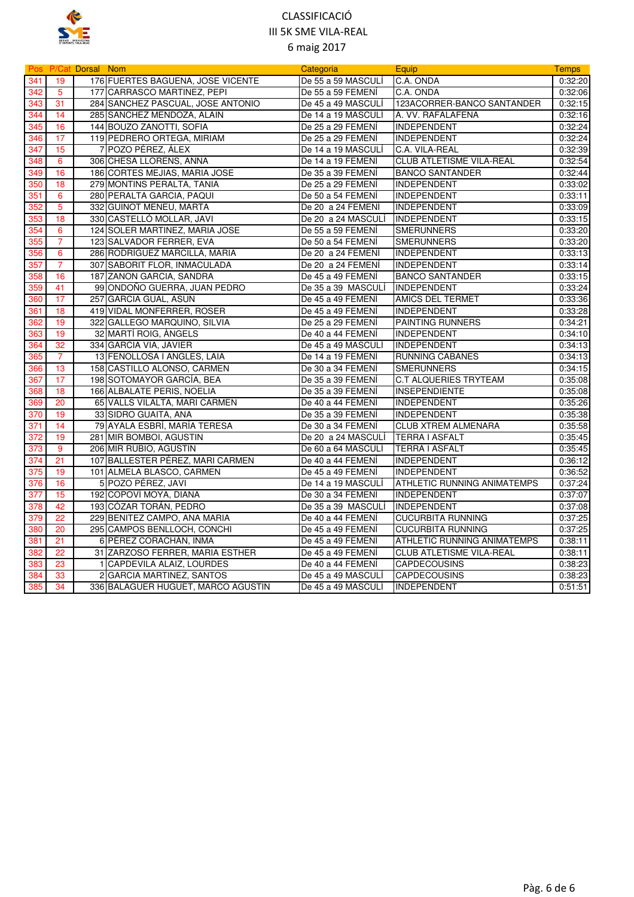# CLASSIFICACIÓ
## III 5K SME VILA-REAL
## 6 maig 2017

| Pos | P/Cat | Dorsal | Nom | Categoria | Equip | Temps |
|---|---|---|---|---|---|---|
| 341 | 19 | 176 | FUERTES BAGUENA, JOSE VICENTE | De 55 a 59 MASCULÍ | C.A. ONDA | 0:32:20 |
| 342 | 5 | 177 | CARRASCO MARTINEZ, PEPI | De 55 a 59 FEMENÍ | C.A. ONDA | 0:32:06 |
| 343 | 31 | 284 | SANCHEZ PASCUAL, JOSE ANTONIO | De 45 a 49 MASCULÍ | 123ACORRER-BANCO SANTANDER | 0:32:15 |
| 344 | 14 | 285 | SANCHEZ MENDOZA, ALAIN | De 14 a 19 MASCULÍ | A. VV. RAFALAFENA | 0:32:16 |
| 345 | 16 | 144 | BOUZO ZANOTTI, SOFIA | De 25 a 29 FEMENÍ | INDEPENDENT | 0:32:24 |
| 346 | 17 | 119 | PEDRERO ORTEGA, MIRIAM | De 25 a 29 FEMENÍ | INDEPENDENT | 0:32:24 |
| 347 | 15 | 7 | POZO PÉREZ, ÁLEX | De 14 a 19 MASCULÍ | C.A. VILA-REAL | 0:32:39 |
| 348 | 6 | 306 | CHESA LLORENS, ANNA | De 14 a 19 FEMENÍ | CLUB ATLETISME VILA-REAL | 0:32:54 |
| 349 | 16 | 186 | CORTES MEJIAS, MARIA JOSE | De 35 a 39 FEMENÍ | BANCO SANTANDER | 0:32:44 |
| 350 | 18 | 279 | MONTINS PERALTA, TANIA | De 25 a 29 FEMENÍ | INDEPENDENT | 0:33:02 |
| 351 | 6 | 280 | PERALTA GARCIA, PAQUI | De 50 a 54 FEMENÍ | INDEPENDENT | 0:33:11 |
| 352 | 5 | 332 | GUINOT MENEU, MARTA | De 20 a 24 FEMENÍ | INDEPENDENT | 0:33:09 |
| 353 | 18 | 330 | CASTELLÓ MOLLAR, JAVI | De 20 a 24 MASCULÍ | INDEPENDENT | 0:33:15 |
| 354 | 6 | 124 | SOLER MARTINEZ, MARIA JOSE | De 55 a 59 FEMENÍ | SMERUNNERS | 0:33:20 |
| 355 | 7 | 123 | SALVADOR FERRER, EVA | De 50 a 54 FEMENÍ | SMERUNNERS | 0:33:20 |
| 356 | 6 | 286 | RODRIGUEZ MARCILLA, MARIA | De 20 a 24 FEMENÍ | INDEPENDENT | 0:33:13 |
| 357 | 7 | 307 | SABORIT FLOR, INMACULADA | De 20 a 24 FEMENÍ | INDEPENDENT | 0:33:14 |
| 358 | 16 | 187 | ZANON GARCIA, SANDRA | De 45 a 49 FEMENÍ | BANCO SANTANDER | 0:33:15 |
| 359 | 41 | 99 | ONDOÑO GUERRA, JUAN PEDRO | De 35 a 39 MASCULÍ | INDEPENDENT | 0:33:24 |
| 360 | 17 | 257 | GARCIA GUAL, ASUN | De 45 a 49 FEMENÍ | AMICS DEL TERMET | 0:33:36 |
| 361 | 18 | 419 | VIDAL MONFERRER, ROSER | De 45 a 49 FEMENÍ | INDEPENDENT | 0:33:28 |
| 362 | 19 | 322 | GALLEGO MARQUINO, SILVIA | De 25 a 29 FEMENÍ | PAINTING RUNNERS | 0:34:21 |
| 363 | 19 | 32 | MARTÍ ROIG, ÀNGELS | De 40 a 44 FEMENÍ | INDEPENDENT | 0:34:10 |
| 364 | 32 | 334 | GARCIA VIA, JAVIER | De 45 a 49 MASCULÍ | INDEPENDENT | 0:34:13 |
| 365 | 7 | 13 | FENOLLOSA I ANGLES, LAIA | De 14 a 19 FEMENÍ | RUNNING CABANES | 0:34:13 |
| 366 | 13 | 158 | CASTILLO ALONSO, CARMEN | De 30 a 34 FEMENÍ | SMERUNNERS | 0:34:15 |
| 367 | 17 | 198 | SOTOMAYOR GARCÍA, BEA | De 35 a 39 FEMENÍ | C.T ALQUERIES TRYTEAM | 0:35:08 |
| 368 | 18 | 166 | ALBALATE PERIS, NOELIA | De 35 a 39 FEMENÍ | INSEPENDIENTE | 0:35:08 |
| 369 | 20 | 65 | VALLS VILALTA, MARI CARMEN | De 40 a 44 FEMENÍ | INDEPENDENT | 0:35:26 |
| 370 | 19 | 33 | SIDRO GUAITA, ANA | De 35 a 39 FEMENÍ | INDEPENDENT | 0:35:38 |
| 371 | 14 | 79 | AYALA ESBRÍ, MARÍA TERESA | De 30 a 34 FEMENÍ | CLUB XTREM ALMENARA | 0:35:58 |
| 372 | 19 | 281 | MIR BOMBOI, AGUSTIN | De 20 a 24 MASCULÍ | TERRA I ASFALT | 0:35:45 |
| 373 | 9 | 206 | MIR RUBIO, AGUSTIN | De 60 a 64 MASCULÍ | TERRA I ASFALT | 0:35:45 |
| 374 | 21 | 107 | BALLESTER PÉREZ, MARI CARMEN | De 40 a 44 FEMENÍ | INDEPENDENT | 0:36:12 |
| 375 | 19 | 101 | ALMELA BLASCO, CARMEN | De 45 a 49 FEMENÍ | INDEPENDENT | 0:36:52 |
| 376 | 16 | 5 | POZO PÉREZ, JAVI | De 14 a 19 MASCULÍ | ATHLETIC RUNNING ANIMATEMPS | 0:37:24 |
| 377 | 15 | 192 | COPOVI MOYA, DIANA | De 30 a 34 FEMENÍ | INDEPENDENT | 0:37:07 |
| 378 | 42 | 193 | CÓZAR TORÁN, PEDRO | De 35 a 39 MASCULÍ | INDEPENDENT | 0:37:08 |
| 379 | 22 | 229 | BENITEZ CAMPO, ANA MARIA | De 40 a 44 FEMENÍ | CUCURBITA RUNNING | 0:37:25 |
| 380 | 20 | 295 | CAMPOS BENLLOCH, CONCHI | De 45 a 49 FEMENÍ | CUCURBITA RUNNING | 0:37:25 |
| 381 | 21 | 6 | PÉREZ CORACHÁN, INMA | De 45 a 49 FEMENÍ | ATHLETIC RUNNING ANIMATEMPS | 0:38:11 |
| 382 | 22 | 31 | ZARZOSO FERRER, MARIA ESTHER | De 45 a 49 FEMENÍ | CLUB ATLETISME VILA-REAL | 0:38:11 |
| 383 | 23 | 1 | CAPDEVILA ALAIZ, LOURDES | De 40 a 44 FEMENÍ | CAPDECOUSINS | 0:38:23 |
| 384 | 33 | 2 | GARCIA MARTINEZ, SANTOS | De 45 a 49 MASCULÍ | CAPDECOUSINS | 0:38:23 |
| 385 | 34 | 336 | BALAGUER HUGUET, MARCO AGUSTIN | De 45 a 49 MASCULÍ | INDEPENDENT | 0:51:51 |